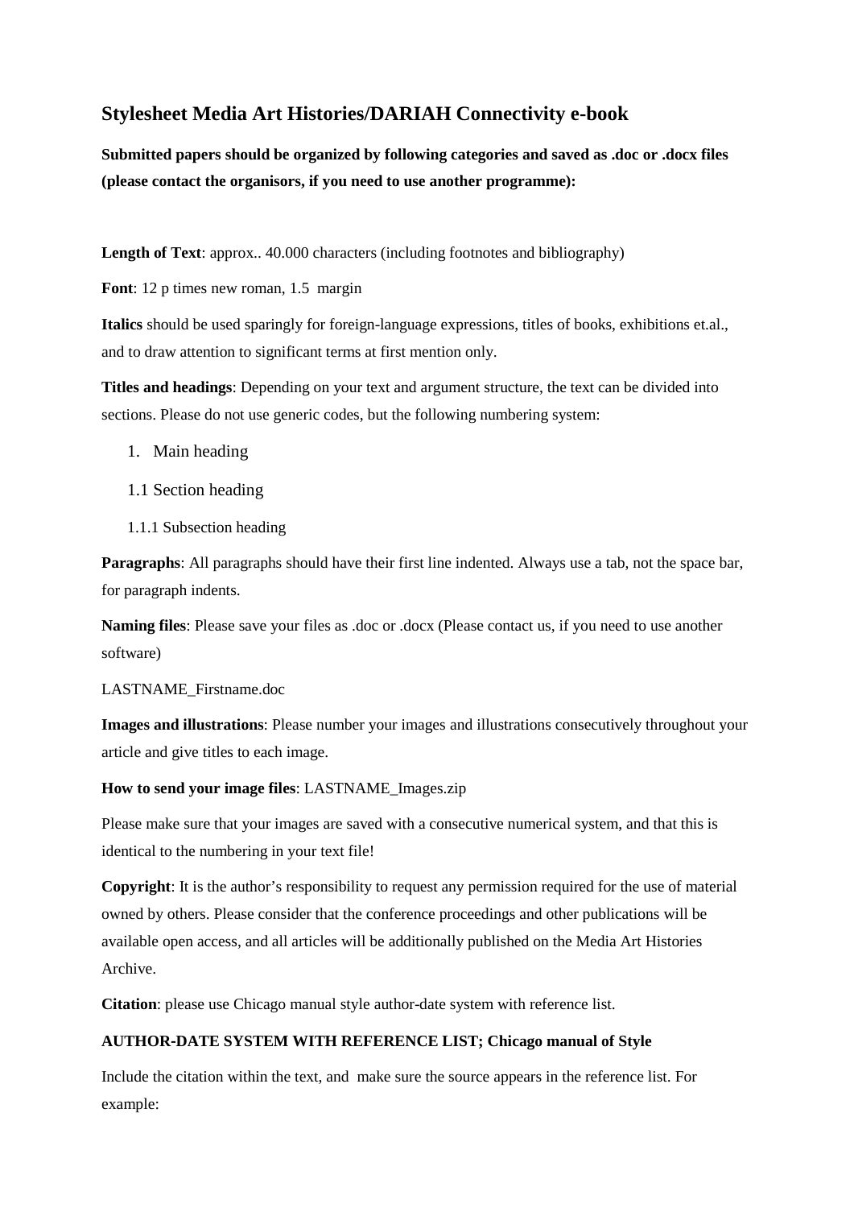# Stylesheet Media Art Histories/DARIAH Connectivity e-book

**Submitted papers should be organized by following categories and saved as .doc or .docx files (please contact the organisors, if you need to use another programme):**

**Length of Text**: approx.. 40.000 characters (including footnotes and bibliography)

**Font**: 12 p times new roman, 1.5 margin

**Italics** should be used sparingly for foreign-language expressions, titles of books, exhibitions et.al., and to draw attention to significant terms at first mention only.

**Titles and headings**: Depending on your text and argument structure, the text can be divided into sections. Please do not use generic codes, but the following numbering system:

1. Main heading

1.1 Section heading

1.1.1 Subsection heading

**Paragraphs**: All paragraphs should have their first line indented. Always use a tab, not the space bar, for paragraph indents.

**Naming files**: Please save your files as .doc or .docx (Please contact us, if you need to use another software)

LASTNAME_Firstname.doc

**Images and illustrations**: Please number your images and illustrations consecutively throughout your article and give titles to each image.

**How to send your image files**: LASTNAME_Images.zip

Please make sure that your images are saved with a consecutive numerical system, and that this is identical to the numbering in your text file!

**Copyright**: It is the author's responsibility to request any permission required for the use of material owned by others. Please consider that the conference proceedings and other publications will be available open access, and all articles will be additionally published on the Media Art Histories Archive.

**Citation**: please use Chicago manual style author-date system with reference list.

**AUTHOR-DATE SYSTEM WITH REFERENCE LIST; Chicago manual of Style**

Include the citation within the text, and make sure the source appears in the reference list. For example: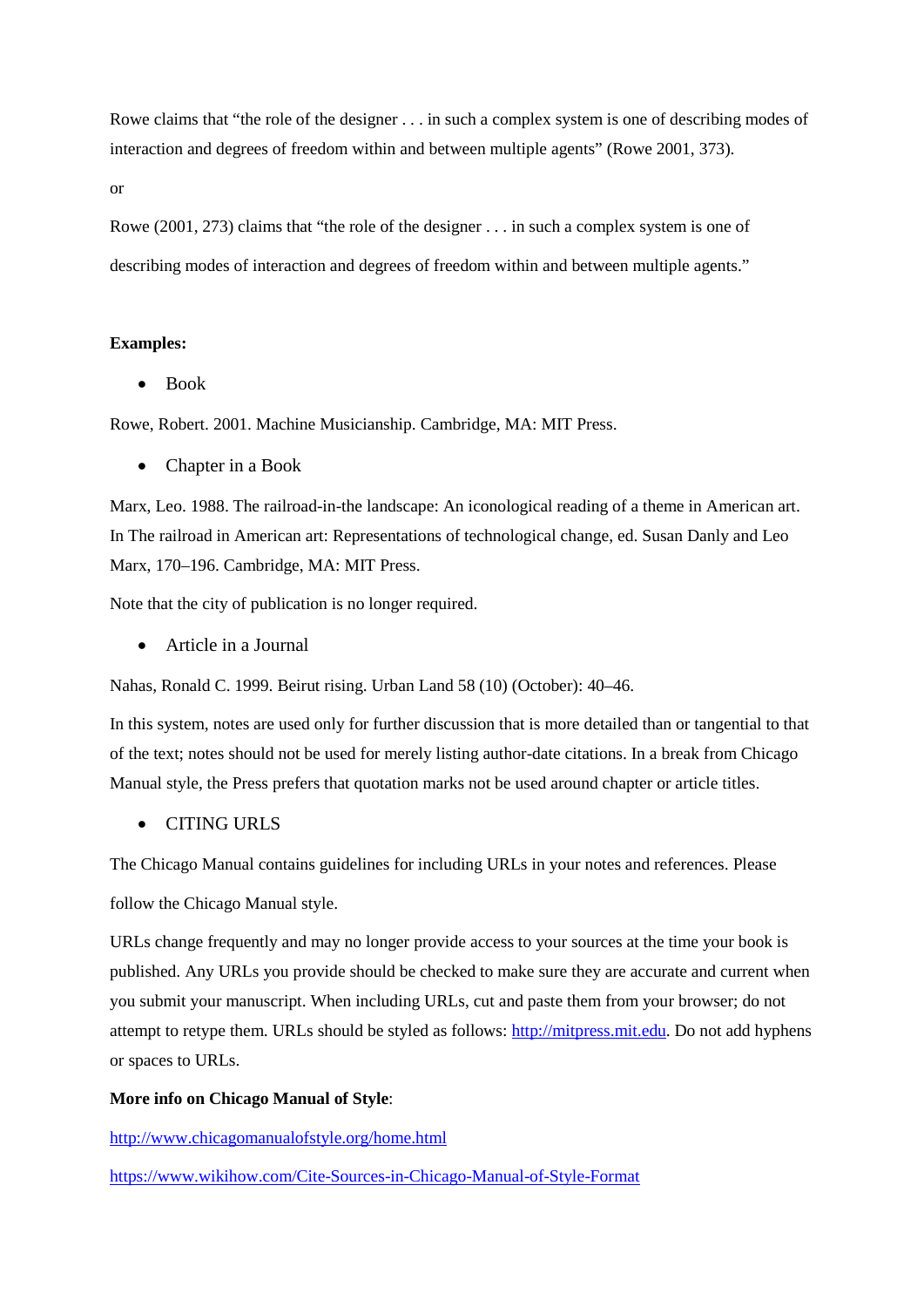Rowe claims that "the role of the designer . . . in such a complex system is one of describing modes of interaction and degrees of freedom within and between multiple agents" (Rowe 2001, 373).

or

Rowe (2001, 273) claims that "the role of the designer . . . in such a complex system is one of describing modes of interaction and degrees of freedom within and between multiple agents."

**Examples:**

- Book

Rowe, Robert. 2001. Machine Musicianship. Cambridge, MA: MIT Press.

- Chapter in a Book

Marx, Leo. 1988. The railroad-in-the landscape: An iconological reading of a theme in American art. In The railroad in American art: Representations of technological change, ed. Susan Danly and Leo Marx, 170–196. Cambridge, MA: MIT Press.

Note that the city of publication is no longer required.

- Article in a Journal

Nahas, Ronald C. 1999. Beirut rising. Urban Land 58 (10) (October): 40–46.

In this system, notes are used only for further discussion that is more detailed than or tangential to that of the text; notes should not be used for merely listing author-date citations. In a break from Chicago Manual style, the Press prefers that quotation marks not be used around chapter or article titles.

- CITING URLS

The Chicago Manual contains guidelines for including URLs in your notes and references. Please follow the Chicago Manual style.

URLs change frequently and may no longer provide access to your sources at the time your book is published. Any URLs you provide should be checked to make sure they are accurate and current when you submit your manuscript. When including URLs, cut and paste them from your browser; do not attempt to retype them. URLs should be styled as follows: http://mitpress.mit.edu. Do not add hyphens or spaces to URLs.

**More info on Chicago Manual of Style**:

http://www.chicagomanualofstyle.org/home.html

https://www.wikihow.com/Cite-Sources-in-Chicago-Manual-of-Style-Format